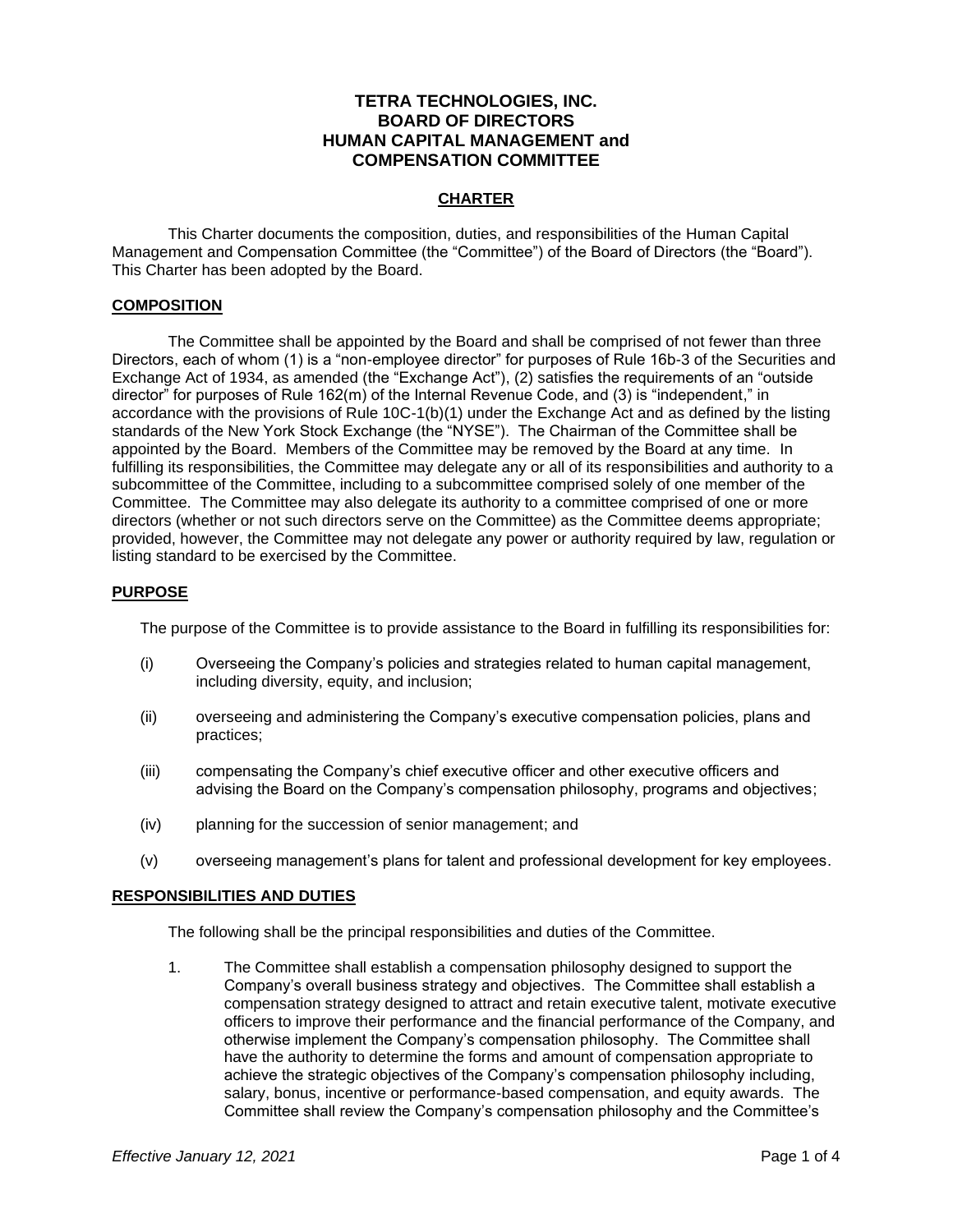# TETRA TECHNOLOGIES, INC.
# BOARD OF DIRECTORS
# HUMAN CAPITAL MANAGEMENT and COMPENSATION COMMITTEE

## CHARTER

This Charter documents the composition, duties, and responsibilities of the Human Capital Management and Compensation Committee (the "Committee") of the Board of Directors (the "Board"). This Charter has been adopted by the Board.

## COMPOSITION

The Committee shall be appointed by the Board and shall be comprised of not fewer than three Directors, each of whom (1) is a "non-employee director" for purposes of Rule 16b-3 of the Securities and Exchange Act of 1934, as amended (the "Exchange Act"), (2) satisfies the requirements of an "outside director" for purposes of Rule 162(m) of the Internal Revenue Code, and (3) is "independent," in accordance with the provisions of Rule 10C-1(b)(1) under the Exchange Act and as defined by the listing standards of the New York Stock Exchange (the "NYSE"). The Chairman of the Committee shall be appointed by the Board. Members of the Committee may be removed by the Board at any time. In fulfilling its responsibilities, the Committee may delegate any or all of its responsibilities and authority to a subcommittee of the Committee, including to a subcommittee comprised solely of one member of the Committee. The Committee may also delegate its authority to a committee comprised of one or more directors (whether or not such directors serve on the Committee) as the Committee deems appropriate; provided, however, the Committee may not delegate any power or authority required by law, regulation or listing standard to be exercised by the Committee.

## PURPOSE

The purpose of the Committee is to provide assistance to the Board in fulfilling its responsibilities for:

(i) Overseeing the Company's policies and strategies related to human capital management, including diversity, equity, and inclusion;

(ii) overseeing and administering the Company's executive compensation policies, plans and practices;

(iii) compensating the Company's chief executive officer and other executive officers and advising the Board on the Company's compensation philosophy, programs and objectives;

(iv) planning for the succession of senior management; and

(v) overseeing management's plans for talent and professional development for key employees.

## RESPONSIBILITIES AND DUTIES

The following shall be the principal responsibilities and duties of the Committee.

1. The Committee shall establish a compensation philosophy designed to support the Company's overall business strategy and objectives. The Committee shall establish a compensation strategy designed to attract and retain executive talent, motivate executive officers to improve their performance and the financial performance of the Company, and otherwise implement the Company's compensation philosophy. The Committee shall have the authority to determine the forms and amount of compensation appropriate to achieve the strategic objectives of the Company's compensation philosophy including, salary, bonus, incentive or performance-based compensation, and equity awards. The Committee shall review the Company's compensation philosophy and the Committee's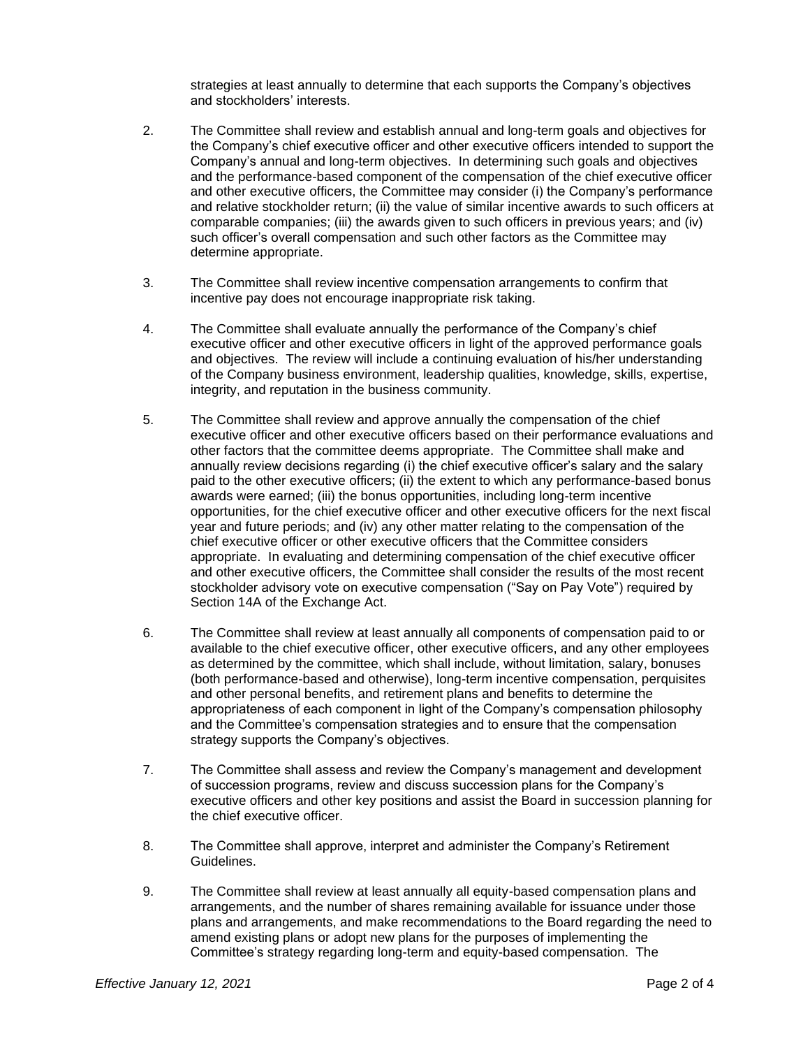strategies at least annually to determine that each supports the Company's objectives and stockholders' interests.

2. The Committee shall review and establish annual and long-term goals and objectives for the Company's chief executive officer and other executive officers intended to support the Company's annual and long-term objectives. In determining such goals and objectives and the performance-based component of the compensation of the chief executive officer and other executive officers, the Committee may consider (i) the Company's performance and relative stockholder return; (ii) the value of similar incentive awards to such officers at comparable companies; (iii) the awards given to such officers in previous years; and (iv) such officer's overall compensation and such other factors as the Committee may determine appropriate.

3. The Committee shall review incentive compensation arrangements to confirm that incentive pay does not encourage inappropriate risk taking.

4. The Committee shall evaluate annually the performance of the Company's chief executive officer and other executive officers in light of the approved performance goals and objectives. The review will include a continuing evaluation of his/her understanding of the Company business environment, leadership qualities, knowledge, skills, expertise, integrity, and reputation in the business community.

5. The Committee shall review and approve annually the compensation of the chief executive officer and other executive officers based on their performance evaluations and other factors that the committee deems appropriate. The Committee shall make and annually review decisions regarding (i) the chief executive officer's salary and the salary paid to the other executive officers; (ii) the extent to which any performance-based bonus awards were earned; (iii) the bonus opportunities, including long-term incentive opportunities, for the chief executive officer and other executive officers for the next fiscal year and future periods; and (iv) any other matter relating to the compensation of the chief executive officer or other executive officers that the Committee considers appropriate. In evaluating and determining compensation of the chief executive officer and other executive officers, the Committee shall consider the results of the most recent stockholder advisory vote on executive compensation ("Say on Pay Vote") required by Section 14A of the Exchange Act.

6. The Committee shall review at least annually all components of compensation paid to or available to the chief executive officer, other executive officers, and any other employees as determined by the committee, which shall include, without limitation, salary, bonuses (both performance-based and otherwise), long-term incentive compensation, perquisites and other personal benefits, and retirement plans and benefits to determine the appropriateness of each component in light of the Company's compensation philosophy and the Committee's compensation strategies and to ensure that the compensation strategy supports the Company's objectives.

7. The Committee shall assess and review the Company's management and development of succession programs, review and discuss succession plans for the Company's executive officers and other key positions and assist the Board in succession planning for the chief executive officer.

8. The Committee shall approve, interpret and administer the Company's Retirement Guidelines.

9. The Committee shall review at least annually all equity-based compensation plans and arrangements, and the number of shares remaining available for issuance under those plans and arrangements, and make recommendations to the Board regarding the need to amend existing plans or adopt new plans for the purposes of implementing the Committee's strategy regarding long-term and equity-based compensation. The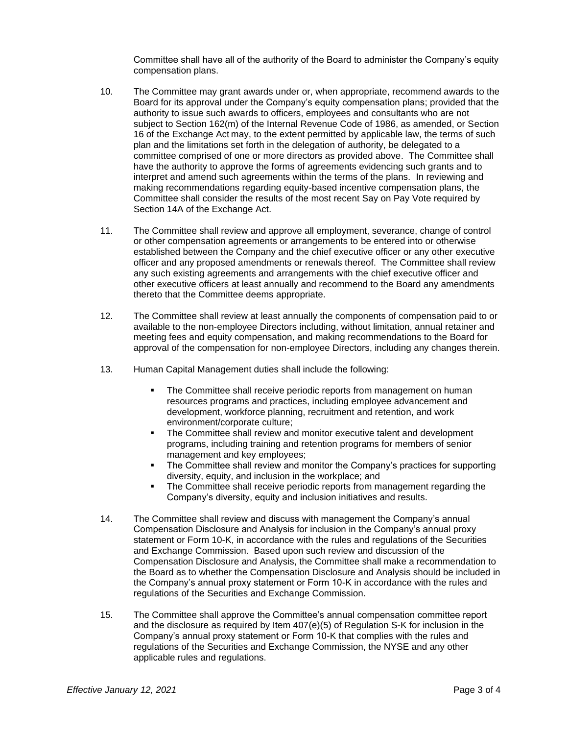Committee shall have all of the authority of the Board to administer the Company's equity compensation plans.

10. The Committee may grant awards under or, when appropriate, recommend awards to the Board for its approval under the Company's equity compensation plans; provided that the authority to issue such awards to officers, employees and consultants who are not subject to Section 162(m) of the Internal Revenue Code of 1986, as amended, or Section 16 of the Exchange Act may, to the extent permitted by applicable law, the terms of such plan and the limitations set forth in the delegation of authority, be delegated to a committee comprised of one or more directors as provided above. The Committee shall have the authority to approve the forms of agreements evidencing such grants and to interpret and amend such agreements within the terms of the plans. In reviewing and making recommendations regarding equity-based incentive compensation plans, the Committee shall consider the results of the most recent Say on Pay Vote required by Section 14A of the Exchange Act.

11. The Committee shall review and approve all employment, severance, change of control or other compensation agreements or arrangements to be entered into or otherwise established between the Company and the chief executive officer or any other executive officer and any proposed amendments or renewals thereof. The Committee shall review any such existing agreements and arrangements with the chief executive officer and other executive officers at least annually and recommend to the Board any amendments thereto that the Committee deems appropriate.

12. The Committee shall review at least annually the components of compensation paid to or available to the non-employee Directors including, without limitation, annual retainer and meeting fees and equity compensation, and making recommendations to the Board for approval of the compensation for non-employee Directors, including any changes therein.

13. Human Capital Management duties shall include the following:

    - The Committee shall receive periodic reports from management on human resources programs and practices, including employee advancement and development, workforce planning, recruitment and retention, and work environment/corporate culture;
    - The Committee shall review and monitor executive talent and development programs, including training and retention programs for members of senior management and key employees;
    - The Committee shall review and monitor the Company's practices for supporting diversity, equity, and inclusion in the workplace; and
    - The Committee shall receive periodic reports from management regarding the Company's diversity, equity and inclusion initiatives and results.

14. The Committee shall review and discuss with management the Company's annual Compensation Disclosure and Analysis for inclusion in the Company's annual proxy statement or Form 10-K, in accordance with the rules and regulations of the Securities and Exchange Commission. Based upon such review and discussion of the Compensation Disclosure and Analysis, the Committee shall make a recommendation to the Board as to whether the Compensation Disclosure and Analysis should be included in the Company's annual proxy statement or Form 10-K in accordance with the rules and regulations of the Securities and Exchange Commission.

15. The Committee shall approve the Committee's annual compensation committee report and the disclosure as required by Item 407(e)(5) of Regulation S-K for inclusion in the Company's annual proxy statement or Form 10-K that complies with the rules and regulations of the Securities and Exchange Commission, the NYSE and any other applicable rules and regulations.

*Effective January 12, 2021*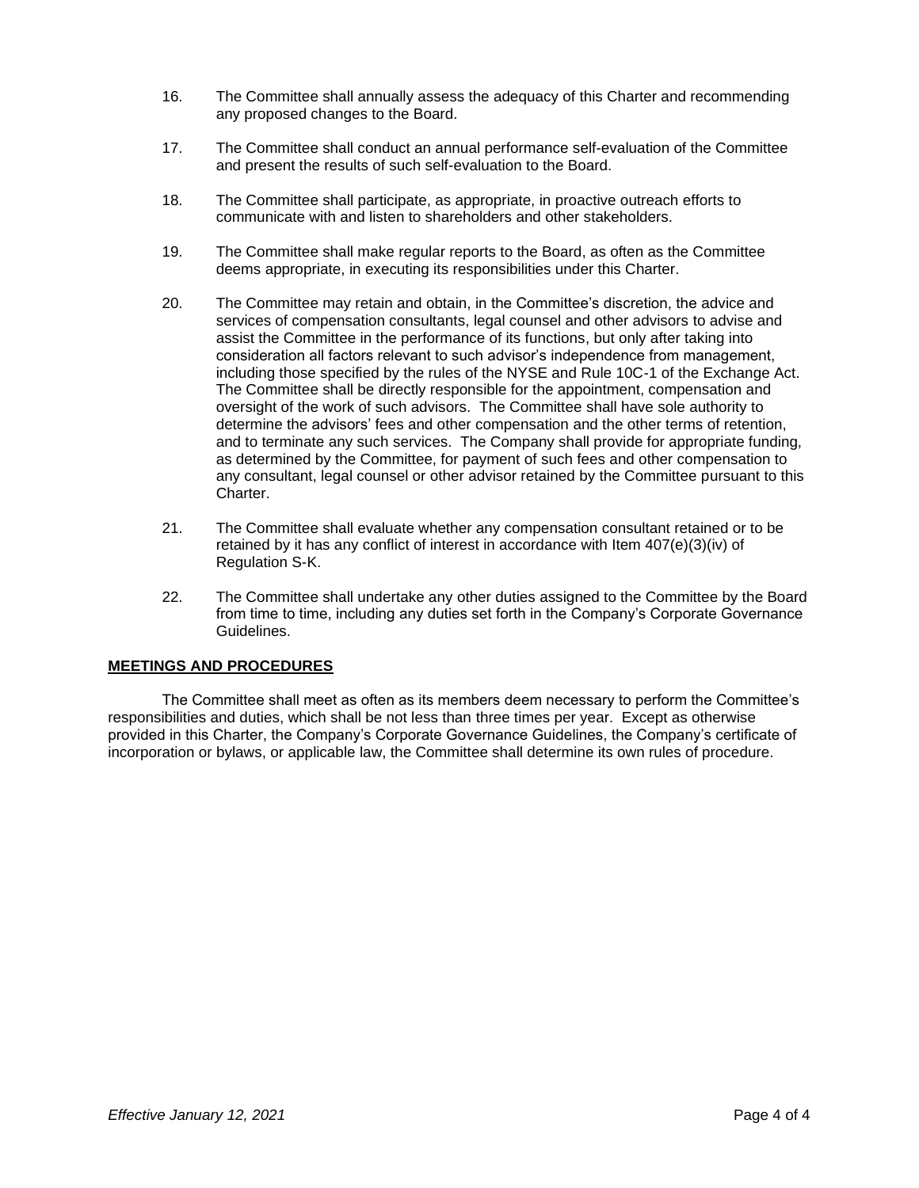16. The Committee shall annually assess the adequacy of this Charter and recommending any proposed changes to the Board.

17. The Committee shall conduct an annual performance self-evaluation of the Committee and present the results of such self-evaluation to the Board.

18. The Committee shall participate, as appropriate, in proactive outreach efforts to communicate with and listen to shareholders and other stakeholders.

19. The Committee shall make regular reports to the Board, as often as the Committee deems appropriate, in executing its responsibilities under this Charter.

20. The Committee may retain and obtain, in the Committee's discretion, the advice and services of compensation consultants, legal counsel and other advisors to advise and assist the Committee in the performance of its functions, but only after taking into consideration all factors relevant to such advisor's independence from management, including those specified by the rules of the NYSE and Rule 10C-1 of the Exchange Act. The Committee shall be directly responsible for the appointment, compensation and oversight of the work of such advisors. The Committee shall have sole authority to determine the advisors' fees and other compensation and the other terms of retention, and to terminate any such services. The Company shall provide for appropriate funding, as determined by the Committee, for payment of such fees and other compensation to any consultant, legal counsel or other advisor retained by the Committee pursuant to this Charter.

21. The Committee shall evaluate whether any compensation consultant retained or to be retained by it has any conflict of interest in accordance with Item 407(e)(3)(iv) of Regulation S-K.

22. The Committee shall undertake any other duties assigned to the Committee by the Board from time to time, including any duties set forth in the Company's Corporate Governance Guidelines.

## MEETINGS AND PROCEDURES

The Committee shall meet as often as its members deem necessary to perform the Committee's responsibilities and duties, which shall be not less than three times per year. Except as otherwise provided in this Charter, the Company's Corporate Governance Guidelines, the Company's certificate of incorporation or bylaws, or applicable law, the Committee shall determine its own rules of procedure.

*Effective January 12, 2021*